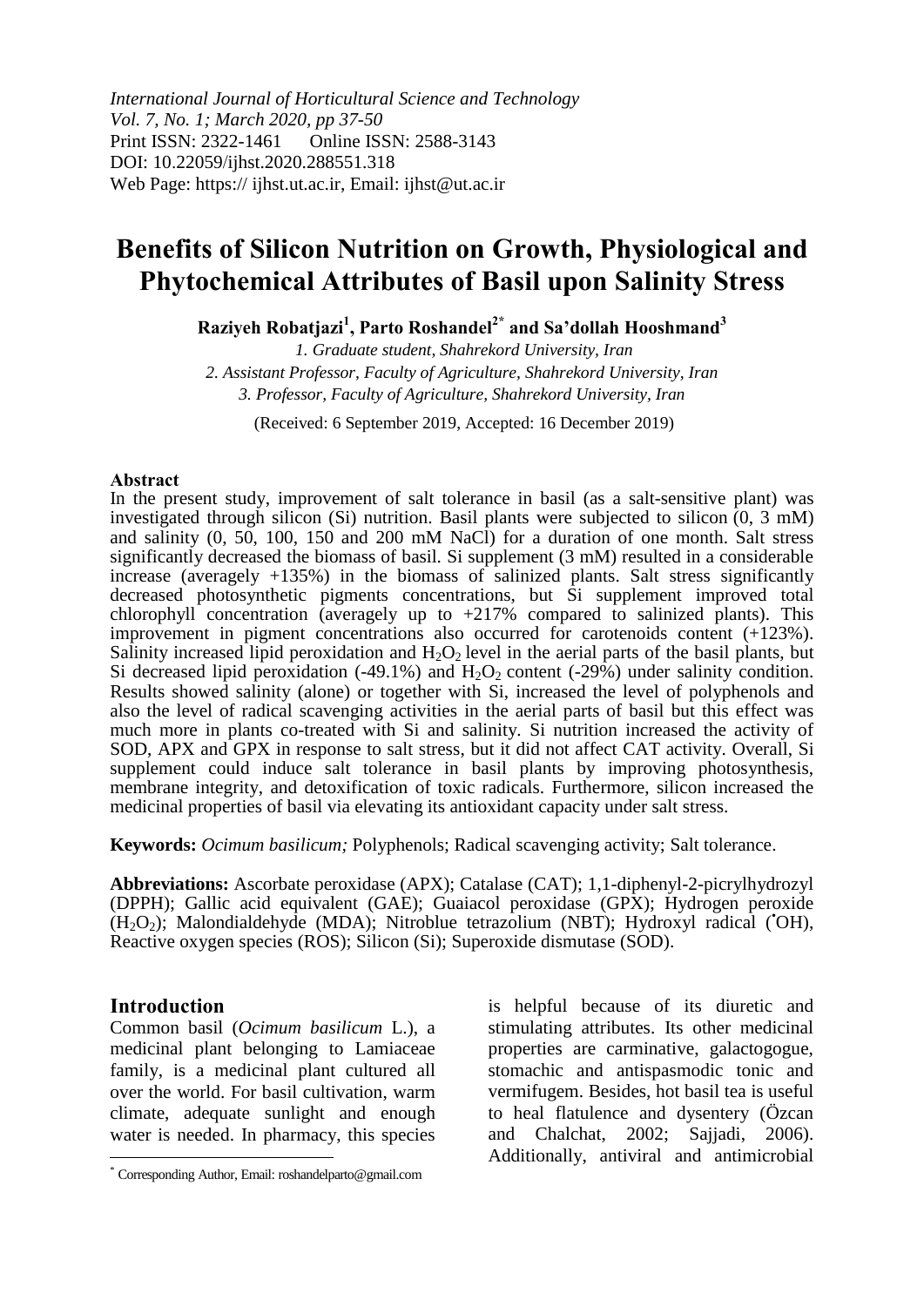*International Journal of Horticultural Science and Technology*
*Vol. 7, No. 1; March 2020, pp 37-50*
Print ISSN: 2322-1461 Online ISSN: 2588-3143
DOI: 10.22059/ijhst.2020.288551.318
Web Page: https:// ijhst.ut.ac.ir, Email: ijhst@ut.ac.ir

# Benefits of Silicon Nutrition on Growth, Physiological and Phytochemical Attributes of Basil upon Salinity Stress

**Raziyeh Robatjazi[1], Parto Roshandel[2*] and Sa'dollah Hooshmand[3]**

*1. Graduate student, Shahrekord University, Iran*
*2. Assistant Professor, Faculty of Agriculture, Shahrekord University, Iran*
*3. Professor, Faculty of Agriculture, Shahrekord University, Iran*

(Received: 6 September 2019, Accepted: 16 December 2019)

## Abstract

In the present study, improvement of salt tolerance in basil (as a salt-sensitive plant) was investigated through silicon (Si) nutrition. Basil plants were subjected to silicon (0, 3 mM) and salinity (0, 50, 100, 150 and 200 mM NaCl) for a duration of one month. Salt stress significantly decreased the biomass of basil. Si supplement (3 mM) resulted in a considerable increase (averagely +135%) in the biomass of salinized plants. Salt stress significantly decreased photosynthetic pigments concentrations, but Si supplement improved total chlorophyll concentration (averagely up to +217% compared to salinized plants). This improvement in pigment concentrations also occurred for carotenoids content (+123%). Salinity increased lipid peroxidation and $H_2O_2$ level in the aerial parts of the basil plants, but Si decreased lipid peroxidation (-49.1%) and $H_2O_2$ content (-29%) under salinity condition. Results showed salinity (alone) or together with Si, increased the level of polyphenols and also the level of radical scavenging activities in the aerial parts of basil but this effect was much more in plants co-treated with Si and salinity. Si nutrition increased the activity of SOD, APX and GPX in response to salt stress, but it did not affect CAT activity. Overall, Si supplement could induce salt tolerance in basil plants by improving photosynthesis, membrane integrity, and detoxification of toxic radicals. Furthermore, silicon increased the medicinal properties of basil via elevating its antioxidant capacity under salt stress.

**Keywords:** *Ocimum basilicum;* Polyphenols; Radical scavenging activity; Salt tolerance.

**Abbreviations:** Ascorbate peroxidase (APX); Catalase (CAT); 1,1-diphenyl-2-picrylhydrozyl (DPPH); Gallic acid equivalent (GAE); Guaiacol peroxidase (GPX); Hydrogen peroxide ($H_2O_2$); Malondialdehyde (MDA); Nitroblue tetrazolium (NBT); Hydroxyl radical ($^{\bullet}OH$), Reactive oxygen species (ROS); Silicon (Si); Superoxide dismutase (SOD).

## Introduction

Common basil (*Ocimum basilicum* L.), a medicinal plant belonging to Lamiaceae family, is a medicinal plant cultured all over the world. For basil cultivation, warm climate, adequate sunlight and enough water is needed. In pharmacy, this species is helpful because of its diuretic and stimulating attributes. Its other medicinal properties are carminative, galactogogue, stomachic and antispasmodic tonic and vermifugem. Besides, hot basil tea is useful to heal flatulence and dysentery (Özcan and Chalchat, 2002; Sajjadi, 2006). Additionally, antiviral and antimicrobial

* Corresponding Author, Email: roshandelparto@gmail.com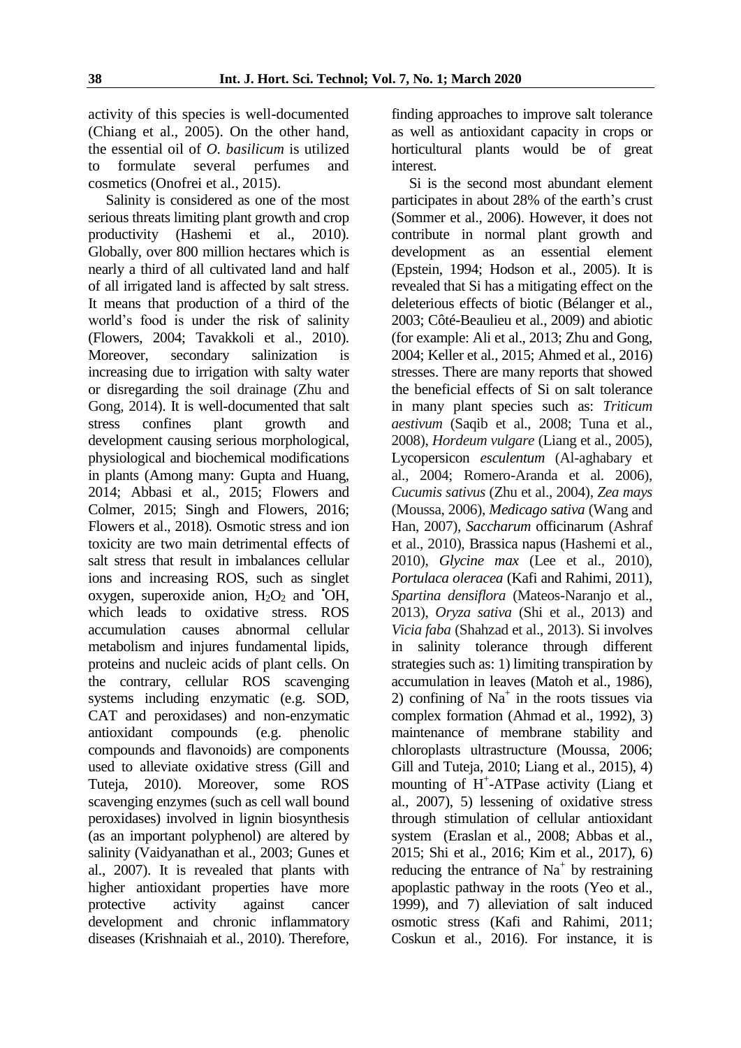activity of this species is well-documented (Chiang et al., 2005). On the other hand, the essential oil of *O. basilicum* is utilized to formulate several perfumes and cosmetics (Onofrei et al., 2015).

Salinity is considered as one of the most serious threats limiting plant growth and crop productivity (Hashemi et al., 2010). Globally, over 800 million hectares which is nearly a third of all cultivated land and half of all irrigated land is affected by salt stress. It means that production of a third of the world's food is under the risk of salinity (Flowers, 2004; Tavakkoli et al., 2010). Moreover, secondary salinization is increasing due to irrigation with salty water or disregarding the soil drainage (Zhu and Gong, 2014). It is well-documented that salt stress confines plant growth and development causing serious morphological, physiological and biochemical modifications in plants (Among many: Gupta and Huang, 2014; Abbasi et al., 2015; Flowers and Colmer, 2015; Singh and Flowers, 2016; Flowers et al., 2018). Osmotic stress and ion toxicity are two main detrimental effects of salt stress that result in imbalances cellular ions and increasing ROS, such as singlet oxygen, superoxide anion, $H_2O_2$ and $^{\bullet}OH$, which leads to oxidative stress. ROS accumulation causes abnormal cellular metabolism and injures fundamental lipids, proteins and nucleic acids of plant cells. On the contrary, cellular ROS scavenging systems including enzymatic (e.g. SOD, CAT and peroxidases) and non-enzymatic antioxidant compounds (e.g. phenolic compounds and flavonoids) are components used to alleviate oxidative stress (Gill and Tuteja, 2010). Moreover, some ROS scavenging enzymes (such as cell wall bound peroxidases) involved in lignin biosynthesis (as an important polyphenol) are altered by salinity (Vaidyanathan et al., 2003; Gunes et al., 2007). It is revealed that plants with higher antioxidant properties have more protective activity against cancer development and chronic inflammatory diseases (Krishnaiah et al., 2010). Therefore, finding approaches to improve salt tolerance as well as antioxidant capacity in crops or horticultural plants would be of great interest.

Si is the second most abundant element participates in about 28% of the earth's crust (Sommer et al., 2006). However, it does not contribute in normal plant growth and development as an essential element (Epstein, 1994; Hodson et al., 2005). It is revealed that Si has a mitigating effect on the deleterious effects of biotic (Bélanger et al., 2003; Côté-Beaulieu et al., 2009) and abiotic (for example: Ali et al., 2013; Zhu and Gong, 2004; Keller et al., 2015; Ahmed et al., 2016) stresses. There are many reports that showed the beneficial effects of Si on salt tolerance in many plant species such as: *Triticum aestivum* (Saqib et al., 2008; Tuna et al., 2008), *Hordeum vulgare* (Liang et al., 2005), Lycopersicon *esculentum* (Al-aghabary et al., 2004; Romero-Aranda et al. 2006), *Cucumis sativus* (Zhu et al., 2004), *Zea mays* (Moussa, 2006), *Medicago sativa* (Wang and Han, 2007), *Saccharum* officinarum (Ashraf et al., 2010), Brassica napus (Hashemi et al., 2010), *Glycine max* (Lee et al., 2010), *Portulaca oleracea* (Kafi and Rahimi, 2011), *Spartina densiflora* (Mateos-Naranjo et al., 2013), *Oryza sativa* (Shi et al., 2013) and *Vicia faba* (Shahzad et al., 2013). Si involves in salinity tolerance through different strategies such as: 1) limiting transpiration by accumulation in leaves (Matoh et al., 1986), 2) confining of $Na^+$ in the roots tissues via complex formation (Ahmad et al., 1992), 3) maintenance of membrane stability and chloroplasts ultrastructure (Moussa, 2006; Gill and Tuteja, 2010; Liang et al., 2015), 4) mounting of $H^+$-ATPase activity (Liang et al., 2007), 5) lessening of oxidative stress through stimulation of cellular antioxidant system (Eraslan et al., 2008; Abbas et al., 2015; Shi et al., 2016; Kim et al., 2017), 6) reducing the entrance of $Na^+$ by restraining apoplastic pathway in the roots (Yeo et al., 1999), and 7) alleviation of salt induced osmotic stress (Kafi and Rahimi, 2011; Coskun et al., 2016). For instance, it is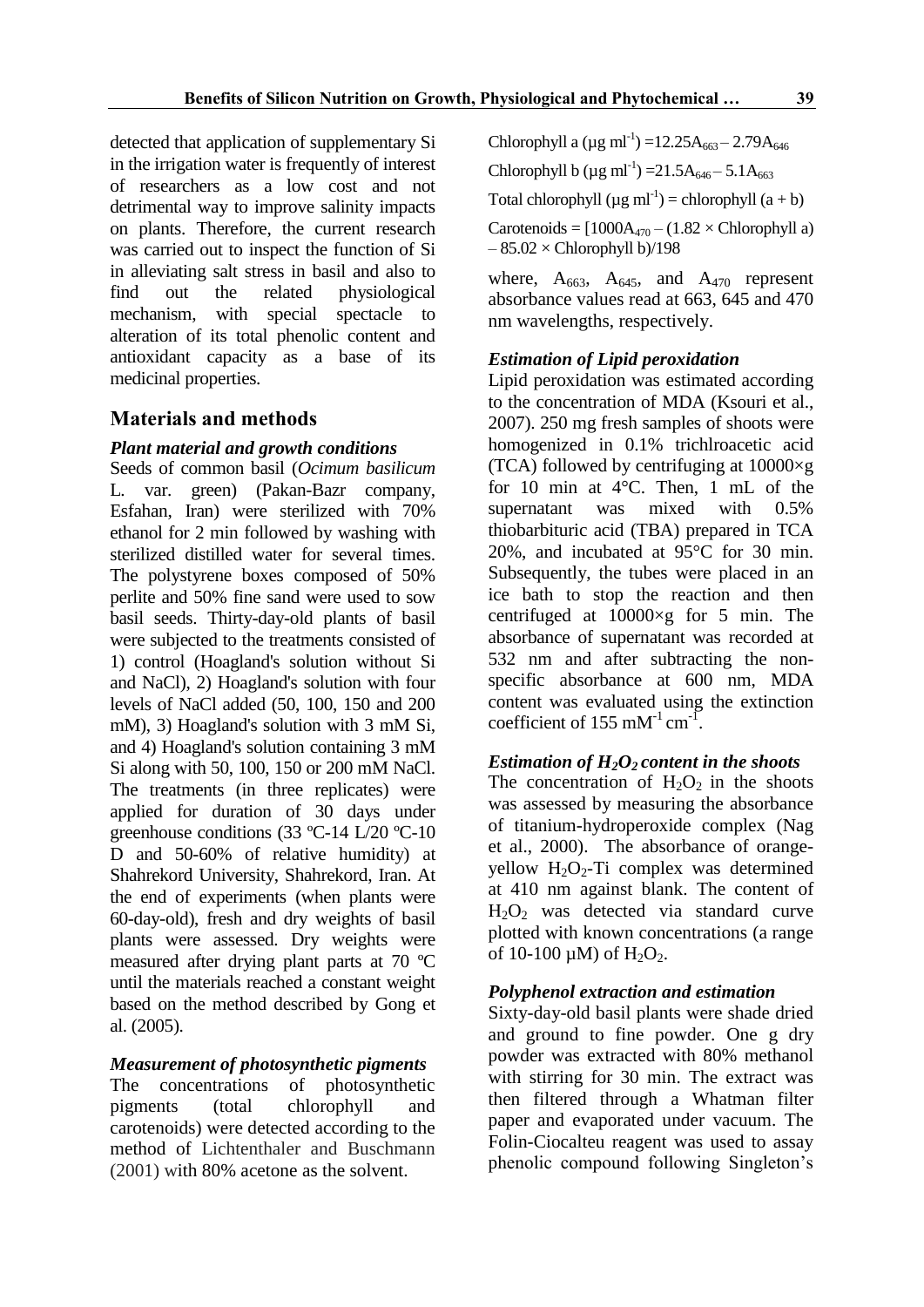detected that application of supplementary Si in the irrigation water is frequently of interest of researchers as a low cost and not detrimental way to improve salinity impacts on plants. Therefore, the current research was carried out to inspect the function of Si in alleviating salt stress in basil and also to find out the related physiological mechanism, with special spectacle to alteration of its total phenolic content and antioxidant capacity as a base of its medicinal properties.

## Materials and methods

### *Plant material and growth conditions*

Seeds of common basil (*Ocimum basilicum* L. var. green) (Pakan-Bazr company, Esfahan, Iran) were sterilized with 70% ethanol for 2 min followed by washing with sterilized distilled water for several times. The polystyrene boxes composed of 50% perlite and 50% fine sand were used to sow basil seeds. Thirty-day-old plants of basil were subjected to the treatments consisted of 1) control (Hoagland's solution without Si and NaCl), 2) Hoagland's solution with four levels of NaCl added (50, 100, 150 and 200 mM), 3) Hoagland's solution with 3 mM Si, and 4) Hoagland's solution containing 3 mM Si along with 50, 100, 150 or 200 mM NaCl. The treatments (in three replicates) were applied for duration of 30 days under greenhouse conditions (33 ºC-14 L/20 ºC-10 D and 50-60% of relative humidity) at Shahrekord University, Shahrekord, Iran. At the end of experiments (when plants were 60-day-old), fresh and dry weights of basil plants were assessed. Dry weights were measured after drying plant parts at 70 ºC until the materials reached a constant weight based on the method described by Gong et al. (2005).

### *Measurement of photosynthetic pigments*

The concentrations of photosynthetic pigments (total chlorophyll and carotenoids) were detected according to the method of Lichtenthaler and Buschmann (2001) with 80% acetone as the solvent.

Chlorophyll a ($\mu g\ ml^{-1}$) $= 12.25A_{663} - 2.79A_{646}$

Chlorophyll b ($\mu g\ ml^{-1}$) $= 21.5A_{646} - 5.1A_{663}$

Total chlorophyll ($\mu g\ ml^{-1}$) = chlorophyll (a + b)

Carotenoids = $[1000A_{470} - (1.82 \times \text{Chlorophyll a}) - 85.02 \times \text{Chlorophyll b})/198$

where, $A_{663}$, $A_{645}$, and $A_{470}$ represent absorbance values read at 663, 645 and 470 nm wavelengths, respectively.

### *Estimation of Lipid peroxidation*

Lipid peroxidation was estimated according to the concentration of MDA (Ksouri et al., 2007). 250 mg fresh samples of shoots were homogenized in 0.1% trichlroacetic acid (TCA) followed by centrifuging at 10000×g for 10 min at 4°C. Then, 1 mL of the supernatant was mixed with 0.5% thiobarbituric acid (TBA) prepared in TCA 20%, and incubated at 95°C for 30 min. Subsequently, the tubes were placed in an ice bath to stop the reaction and then centrifuged at 10000×g for 5 min. The absorbance of supernatant was recorded at 532 nm and after subtracting the non-specific absorbance at 600 nm, MDA content was evaluated using the extinction coefficient of 155 $mM^{-1}\ cm^{-1}$.

### *Estimation of $H_2O_2$ content in the shoots*

The concentration of $H_2O_2$ in the shoots was assessed by measuring the absorbance of titanium-hydroperoxide complex (Nag et al., 2000). The absorbance of orange-yellow $H_2O_2$-Ti complex was determined at 410 nm against blank. The content of $H_2O_2$ was detected via standard curve plotted with known concentrations (a range of 10-100 µM) of $H_2O_2$.

### *Polyphenol extraction and estimation*

Sixty-day-old basil plants were shade dried and ground to fine powder. One g dry powder was extracted with 80% methanol with stirring for 30 min. The extract was then filtered through a Whatman filter paper and evaporated under vacuum. The Folin-Ciocalteu reagent was used to assay phenolic compound following Singleton's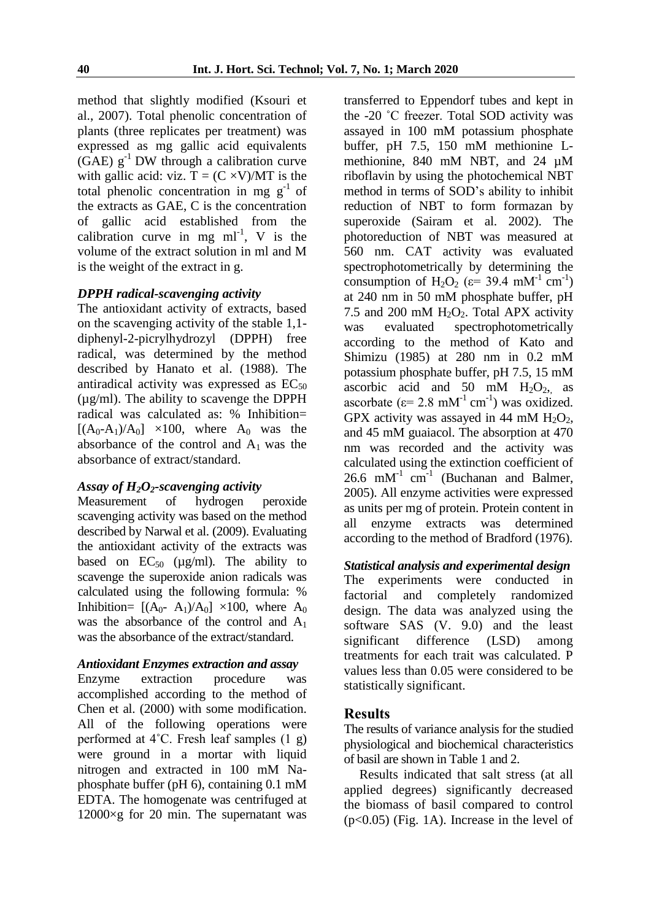method that slightly modified (Ksouri et al., 2007). Total phenolic concentration of plants (three replicates per treatment) was expressed as mg gallic acid equivalents (GAE) $g^{-1}$ DW through a calibration curve with gallic acid: viz. $T = (C \times V)/MT$ is the total phenolic concentration in mg $g^{-1}$ of the extracts as GAE, C is the concentration of gallic acid established from the calibration curve in mg $ml^{-1}$, V is the volume of the extract solution in ml and M is the weight of the extract in g.

### *DPPH radical-scavenging activity*

The antioxidant activity of extracts, based on the scavenging activity of the stable 1,1-diphenyl-2-picrylhydrozyl (DPPH) free radical, was determined by the method described by Hanato et al. (1988). The antiradical activity was expressed as $EC_{50}$ (µg/ml). The ability to scavenge the DPPH radical was calculated as: % Inhibition= $[(A_0-A_1)/A_0] \times 100$, where $A_0$ was the absorbance of the control and $A_1$ was the absorbance of extract/standard.

### *Assay of $H_2O_2$-scavenging activity*

Measurement of hydrogen peroxide scavenging activity was based on the method described by Narwal et al. (2009). Evaluating the antioxidant activity of the extracts was based on $EC_{50}$ (µg/ml). The ability to scavenge the superoxide anion radicals was calculated using the following formula: % Inhibition= $[(A_0- A_1)/A_0] \times 100$, where $A_0$ was the absorbance of the control and $A_1$ was the absorbance of the extract/standard.

### *Antioxidant Enzymes extraction and assay*

Enzyme extraction procedure was accomplished according to the method of Chen et al. (2000) with some modification. All of the following operations were performed at 4˚C. Fresh leaf samples (1 g) were ground in a mortar with liquid nitrogen and extracted in 100 mM Na-phosphate buffer (pH 6), containing 0.1 mM EDTA. The homogenate was centrifuged at 12000×g for 20 min. The supernatant was transferred to Eppendorf tubes and kept in the -20 ˚C freezer. Total SOD activity was assayed in 100 mM potassium phosphate buffer, pH 7.5, 150 mM methionine L-methionine, 840 mM NBT, and 24 µM riboflavin by using the photochemical NBT method in terms of SOD's ability to inhibit reduction of NBT to form formazan by superoxide (Sairam et al. 2002). The photoreduction of NBT was measured at 560 nm. CAT activity was evaluated spectrophotometrically by determining the consumption of $H_2O_2$ ($\varepsilon$= 39.4 $mM^{-1}$ $cm^{-1}$) at 240 nm in 50 mM phosphate buffer, pH 7.5 and 200 mM $H_2O_2$. Total APX activity was evaluated spectrophotometrically according to the method of Kato and Shimizu (1985) at 280 nm in 0.2 mM potassium phosphate buffer, pH 7.5, 15 mM ascorbic acid and 50 mM $H_2O_2$,, as ascorbate ($\varepsilon$= 2.8 $mM^{-1}$ $cm^{-1}$) was oxidized. GPX activity was assayed in 44 mM $H_2O_2$, and 45 mM guaiacol. The absorption at 470 nm was recorded and the activity was calculated using the extinction coefficient of 26.6 $mM^{-1}$ $cm^{-1}$ (Buchanan and Balmer, 2005). All enzyme activities were expressed as units per mg of protein. Protein content in all enzyme extracts was determined according to the method of Bradford (1976).

### *Statistical analysis and experimental design*

The experiments were conducted in factorial and completely randomized design. The data was analyzed using the software SAS (V. 9.0) and the least significant difference (LSD) among treatments for each trait was calculated. P values less than 0.05 were considered to be statistically significant.

## Results

The results of variance analysis for the studied physiological and biochemical characteristics of basil are shown in Table 1 and 2.

Results indicated that salt stress (at all applied degrees) significantly decreased the biomass of basil compared to control ($p<0.05$) (Fig. 1A). Increase in the level of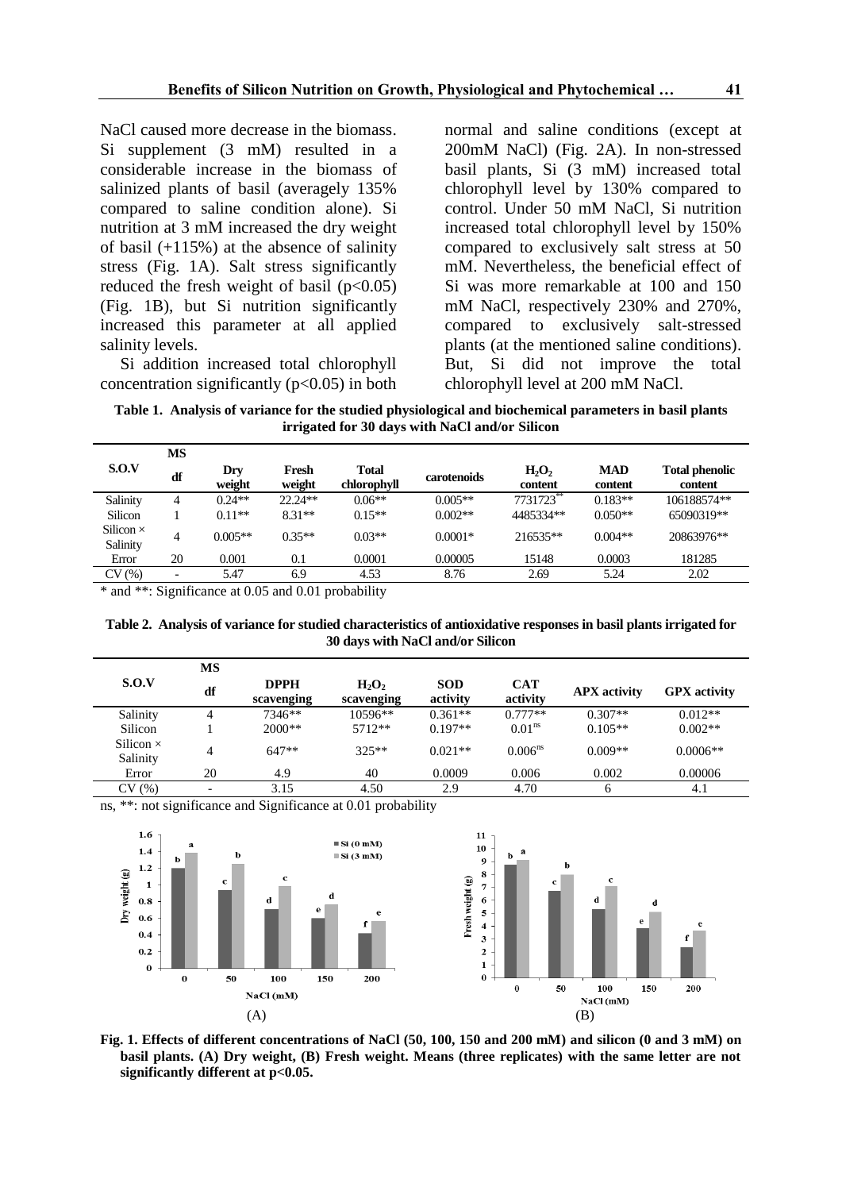NaCl caused more decrease in the biomass. Si supplement (3 mM) resulted in a considerable increase in the biomass of salinized plants of basil (averagely 135% compared to saline condition alone). Si nutrition at 3 mM increased the dry weight of basil (+115%) at the absence of salinity stress (Fig. 1A). Salt stress significantly reduced the fresh weight of basil ($p<0.05$) (Fig. 1B), but Si nutrition significantly increased this parameter at all applied salinity levels.

Si addition increased total chlorophyll concentration significantly ($p<0.05$) in both normal and saline conditions (except at 200mM NaCl) (Fig. 2A). In non-stressed basil plants, Si (3 mM) increased total chlorophyll level by 130% compared to control. Under 50 mM NaCl, Si nutrition increased total chlorophyll level by 150% compared to exclusively salt stress at 50 mM. Nevertheless, the beneficial effect of Si was more remarkable at 100 and 150 mM NaCl, respectively 230% and 270%, compared to exclusively salt-stressed plants (at the mentioned saline conditions). But, Si did not improve the total chlorophyll level at 200 mM NaCl.

**Table 1. Analysis of variance for the studied physiological and biochemical parameters in basil plants irrigated for 30 days with NaCl and/or Silicon**

| S.O.V | MS | | | | | | | |
|---|---|---|---|---|---|---|---|---|
| | df | Dry weight | Fresh weight | Total chlorophyll | carotenoids | $H_2O_2$ content | MAD content | Total phenolic content |
| Salinity | 4 | 0.24** | 22.24** | 0.06** | 0.005** | 7731723** | 0.183** | 106188574** |
| Silicon | 1 | 0.11** | 8.31** | 0.15** | 0.002** | 4485334** | 0.050** | 65090319** |
| Silicon × Salinity | 4 | 0.005** | 0.35** | 0.03** | 0.0001* | 216535** | 0.004** | 20863976** |
| Error | 20 | 0.001 | 0.1 | 0.0001 | 0.00005 | 15148 | 0.0003 | 181285 |
| CV (%) | - | 5.47 | 6.9 | 4.53 | 8.76 | 2.69 | 5.24 | 2.02 |

* and **: Significance at 0.05 and 0.01 probability

**Table 2. Analysis of variance for studied characteristics of antioxidative responses in basil plants irrigated for 30 days with NaCl and/or Silicon**

| S.O.V | MS | | | | | | |
|---|---|---|---|---|---|---|---|
| | df | DPPH scavenging | $H_2O_2$ scavenging | SOD activity | CAT activity | APX activity | GPX activity |
| Salinity | 4 | 7346** | 10596** | 0.361** | 0.777** | 0.307** | 0.012** |
| Silicon | 1 | 2000** | 5712** | 0.197** | $0.01^{ns}$ | 0.105** | 0.002** |
| Silicon × Salinity | 4 | 647** | 325** | 0.021** | $0.006^{ns}$ | 0.009** | 0.0006** |
| Error | 20 | 4.9 | 40 | 0.0009 | 0.006 | 0.002 | 0.00006 |
| CV (%) | - | 3.15 | 4.50 | 2.9 | 4.70 | 6 | 4.1 |

ns, **: not significance and Significance at 0.01 probability

**Fig. 1. Effects of different concentrations of NaCl (50, 100, 150 and 200 mM) and silicon (0 and 3 mM) on basil plants. (A) Dry weight, (B) Fresh weight. Means (three replicates) with the same letter are not significantly different at p<0.05.**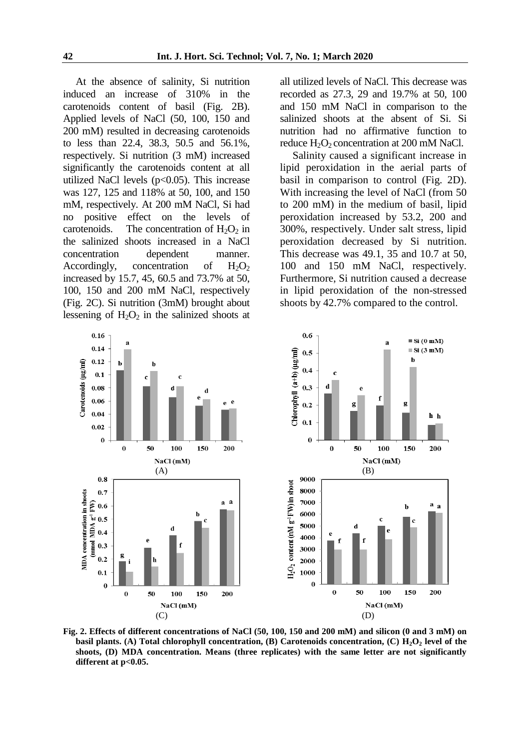At the absence of salinity, Si nutrition induced an increase of 310% in the carotenoids content of basil (Fig. 2B). Applied levels of NaCl (50, 100, 150 and 200 mM) resulted in decreasing carotenoids to less than 22.4, 38.3, 50.5 and 56.1%, respectively. Si nutrition (3 mM) increased significantly the carotenoids content at all utilized NaCl levels ($p<0.05$). This increase was 127, 125 and 118% at 50, 100, and 150 mM, respectively. At 200 mM NaCl, Si had no positive effect on the levels of carotenoids. The concentration of $H_2O_2$ in the salinized shoots increased in a NaCl concentration dependent manner. Accordingly, concentration of $H_2O_2$ increased by 15.7, 45, 60.5 and 73.7% at 50, 100, 150 and 200 mM NaCl, respectively (Fig. 2C). Si nutrition (3mM) brought about lessening of $H_2O_2$ in the salinized shoots at all utilized levels of NaCl. This decrease was recorded as 27.3, 29 and 19.7% at 50, 100 and 150 mM NaCl in comparison to the salinized shoots at the absent of Si. Si nutrition had no affirmative function to reduce $H_2O_2$ concentration at 200 mM NaCl.

Salinity caused a significant increase in lipid peroxidation in the aerial parts of basil in comparison to control (Fig. 2D). With increasing the level of NaCl (from 50 to 200 mM) in the medium of basil, lipid peroxidation increased by 53.2, 200 and 300%, respectively. Under salt stress, lipid peroxidation decreased by Si nutrition. This decrease was 49.1, 35 and 10.7 at 50, 100 and 150 mM NaCl, respectively. Furthermore, Si nutrition caused a decrease in lipid peroxidation of the non-stressed shoots by 42.7% compared to the control.

**Fig. 2. Effects of different concentrations of NaCl (50, 100, 150 and 200 mM) and silicon (0 and 3 mM) on basil plants. (A) Total chlorophyll concentration, (B) Carotenoids concentration, (C) $H_2O_2$ level of the shoots, (D) MDA concentration. Means (three replicates) with the same letter are not significantly different at p<0.05.**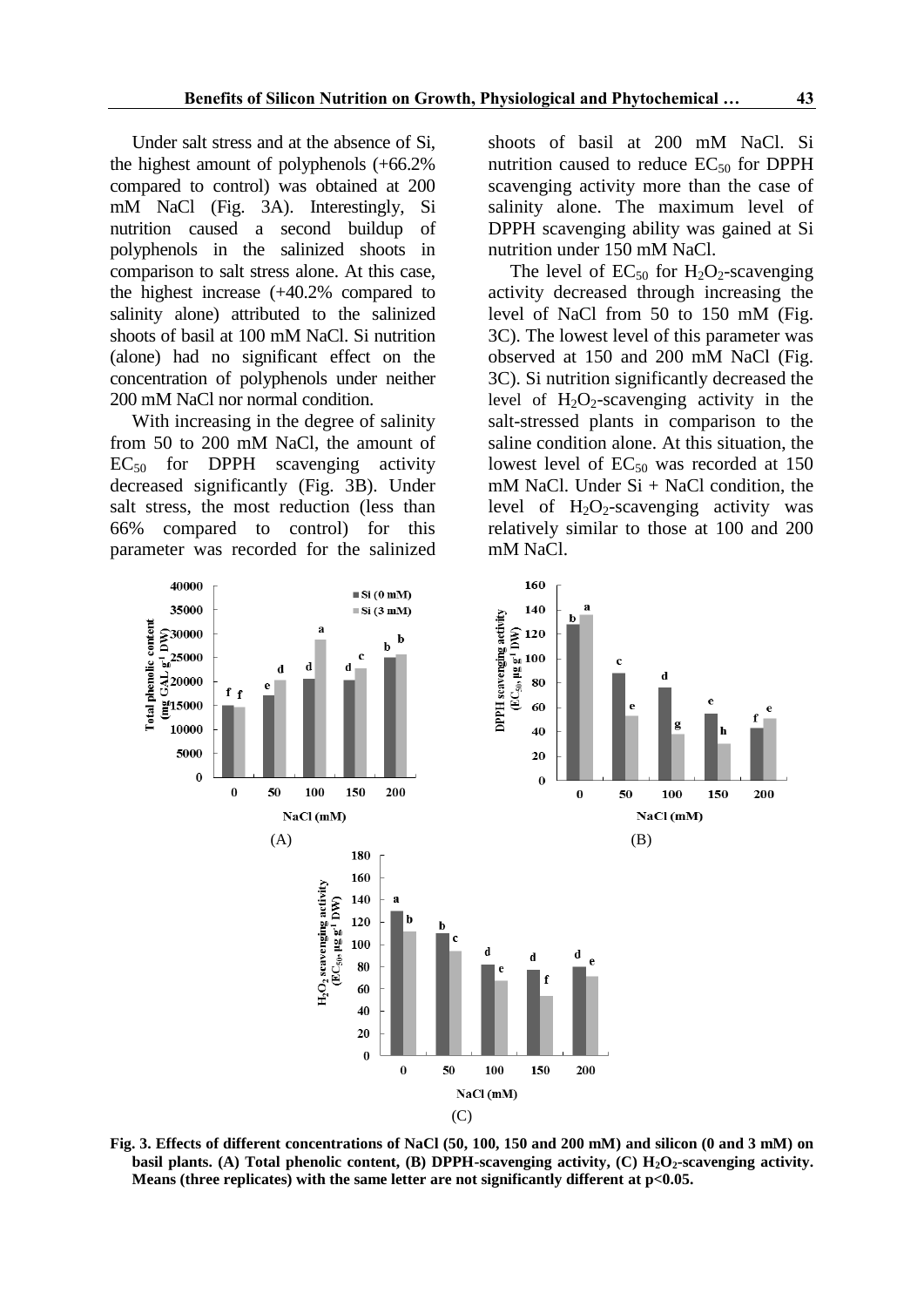Under salt stress and at the absence of Si, the highest amount of polyphenols (+66.2% compared to control) was obtained at 200 mM NaCl (Fig. 3A). Interestingly, Si nutrition caused a second buildup of polyphenols in the salinized shoots in comparison to salt stress alone. At this case, the highest increase (+40.2% compared to salinity alone) attributed to the salinized shoots of basil at 100 mM NaCl. Si nutrition (alone) had no significant effect on the concentration of polyphenols under neither 200 mM NaCl nor normal condition.

With increasing in the degree of salinity from 50 to 200 mM NaCl, the amount of $EC_{50}$ for DPPH scavenging activity decreased significantly (Fig. 3B). Under salt stress, the most reduction (less than 66% compared to control) for this parameter was recorded for the salinized shoots of basil at 200 mM NaCl. Si nutrition caused to reduce $EC_{50}$ for DPPH scavenging activity more than the case of salinity alone. The maximum level of DPPH scavenging ability was gained at Si nutrition under 150 mM NaCl.

The level of $EC_{50}$ for $H_2O_2$-scavenging activity decreased through increasing the level of NaCl from 50 to 150 mM (Fig. 3C). The lowest level of this parameter was observed at 150 and 200 mM NaCl (Fig. 3C). Si nutrition significantly decreased the level of $H_2O_2$-scavenging activity in the salt-stressed plants in comparison to the saline condition alone. At this situation, the lowest level of $EC_{50}$ was recorded at 150 mM NaCl. Under Si + NaCl condition, the level of $H_2O_2$-scavenging activity was relatively similar to those at 100 and 200 mM NaCl.

**Fig. 3. Effects of different concentrations of NaCl (50, 100, 150 and 200 mM) and silicon (0 and 3 mM) on basil plants. (A) Total phenolic content, (B) DPPH-scavenging activity, (C) $H_2O_2$-scavenging activity. Means (three replicates) with the same letter are not significantly different at $p<0.05$.**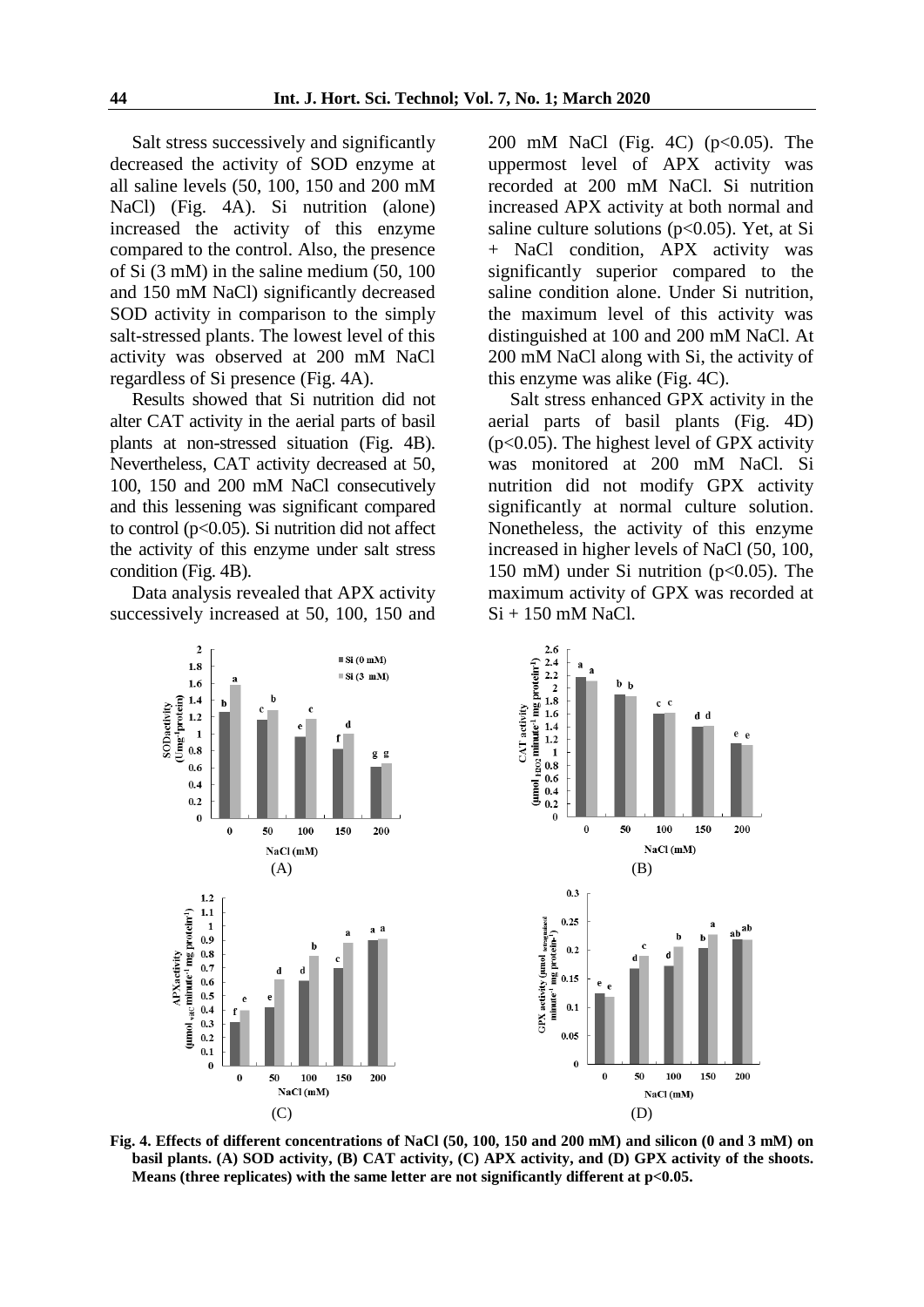Salt stress successively and significantly decreased the activity of SOD enzyme at all saline levels (50, 100, 150 and 200 mM NaCl) (Fig. 4A). Si nutrition (alone) increased the activity of this enzyme compared to the control. Also, the presence of Si (3 mM) in the saline medium (50, 100 and 150 mM NaCl) significantly decreased SOD activity in comparison to the simply salt-stressed plants. The lowest level of this activity was observed at 200 mM NaCl regardless of Si presence (Fig. 4A).

Results showed that Si nutrition did not alter CAT activity in the aerial parts of basil plants at non-stressed situation (Fig. 4B). Nevertheless, CAT activity decreased at 50, 100, 150 and 200 mM NaCl consecutively and this lessening was significant compared to control ($p<0.05$). Si nutrition did not affect the activity of this enzyme under salt stress condition (Fig. 4B).

Data analysis revealed that APX activity successively increased at 50, 100, 150 and 200 mM NaCl (Fig. 4C) ($p<0.05$). The uppermost level of APX activity was recorded at 200 mM NaCl. Si nutrition increased APX activity at both normal and saline culture solutions ($p<0.05$). Yet, at Si + NaCl condition, APX activity was significantly superior compared to the saline condition alone. Under Si nutrition, the maximum level of this activity was distinguished at 100 and 200 mM NaCl. At 200 mM NaCl along with Si, the activity of this enzyme was alike (Fig. 4C).

Salt stress enhanced GPX activity in the aerial parts of basil plants (Fig. 4D) ($p<0.05$). The highest level of GPX activity was monitored at 200 mM NaCl. Si nutrition did not modify GPX activity significantly at normal culture solution. Nonetheless, the activity of this enzyme increased in higher levels of NaCl (50, 100, 150 mM) under Si nutrition ($p<0.05$). The maximum activity of GPX was recorded at Si + 150 mM NaCl.

**Fig. 4. Effects of different concentrations of NaCl (50, 100, 150 and 200 mM) and silicon (0 and 3 mM) on basil plants. (A) SOD activity, (B) CAT activity, (C) APX activity, and (D) GPX activity of the shoots. Means (three replicates) with the same letter are not significantly different at $p<0.05$.**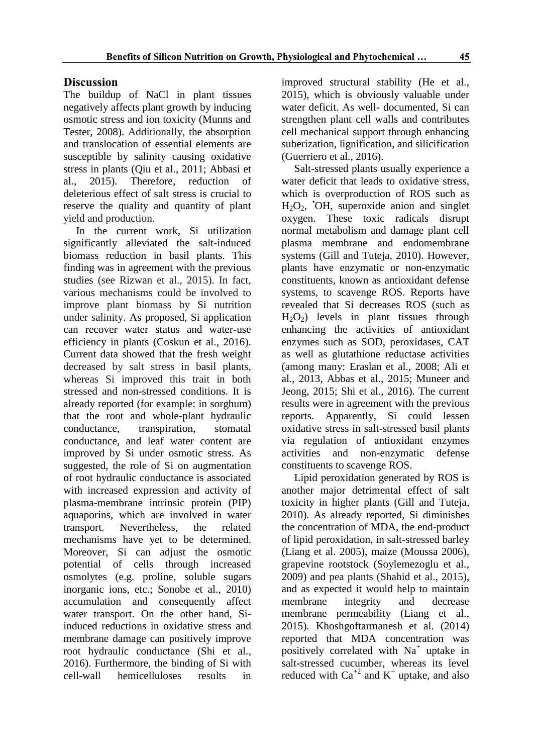## Discussion

The buildup of NaCl in plant tissues negatively affects plant growth by inducing osmotic stress and ion toxicity (Munns and Tester, 2008). Additionally, the absorption and translocation of essential elements are susceptible by salinity causing oxidative stress in plants (Qiu et al., 2011; Abbasi et al., 2015). Therefore, reduction of deleterious effect of salt stress is crucial to reserve the quality and quantity of plant yield and production.

In the current work, Si utilization significantly alleviated the salt-induced biomass reduction in basil plants. This finding was in agreement with the previous studies (see Rizwan et al., 2015). In fact, various mechanisms could be involved to improve plant biomass by Si nutrition under salinity. As proposed, Si application can recover water status and water-use efficiency in plants (Coskun et al., 2016). Current data showed that the fresh weight decreased by salt stress in basil plants, whereas Si improved this trait in both stressed and non-stressed conditions. It is already reported (for example: in sorghum) that the root and whole-plant hydraulic conductance, transpiration, stomatal conductance, and leaf water content are improved by Si under osmotic stress. As suggested, the role of Si on augmentation of root hydraulic conductance is associated with increased expression and activity of plasma-membrane intrinsic protein (PIP) aquaporins, which are involved in water transport. Nevertheless, the related mechanisms have yet to be determined. Moreover, Si can adjust the osmotic potential of cells through increased osmolytes (e.g. proline, soluble sugars inorganic ions, etc.; Sonobe et al., 2010) accumulation and consequently affect water transport. On the other hand, Si-induced reductions in oxidative stress and membrane damage can positively improve root hydraulic conductance (Shi et al., 2016). Furthermore, the binding of Si with cell-wall hemicelluloses results in improved structural stability (He et al., 2015), which is obviously valuable under water deficit. As well- documented, Si can strengthen plant cell walls and contributes cell mechanical support through enhancing suberization, lignification, and silicification (Guerriero et al., 2016).

Salt-stressed plants usually experience a water deficit that leads to oxidative stress, which is overproduction of ROS such as $H_2O_2$, $^{\bullet}OH$, superoxide anion and singlet oxygen. These toxic radicals disrupt normal metabolism and damage plant cell plasma membrane and endomembrane systems (Gill and Tuteja, 2010). However, plants have enzymatic or non-enzymatic constituents, known as antioxidant defense systems, to scavenge ROS. Reports have revealed that Si decreases ROS (such as $H_2O_2$) levels in plant tissues through enhancing the activities of antioxidant enzymes such as SOD, peroxidases, CAT as well as glutathione reductase activities (among many: Eraslan et al., 2008; Ali et al., 2013, Abbas et al., 2015; Muneer and Jeong, 2015; Shi et al., 2016). The current results were in agreement with the previous reports. Apparently, Si could lessen oxidative stress in salt-stressed basil plants via regulation of antioxidant enzymes activities and non-enzymatic defense constituents to scavenge ROS.

Lipid peroxidation generated by ROS is another major detrimental effect of salt toxicity in higher plants (Gill and Tuteja, 2010). As already reported, Si diminishes the concentration of MDA, the end-product of lipid peroxidation, in salt-stressed barley (Liang et al. 2005), maize (Moussa 2006), grapevine rootstock (Soylemezoglu et al., 2009) and pea plants (Shahid et al., 2015), and as expected it would help to maintain membrane integrity and decrease membrane permeability (Liang et al., 2015). Khoshgoftarmanesh et al. (2014) reported that MDA concentration was positively correlated with $Na^+$ uptake in salt-stressed cucumber, whereas its level reduced with $Ca^{+2}$ and $K^+$ uptake, and also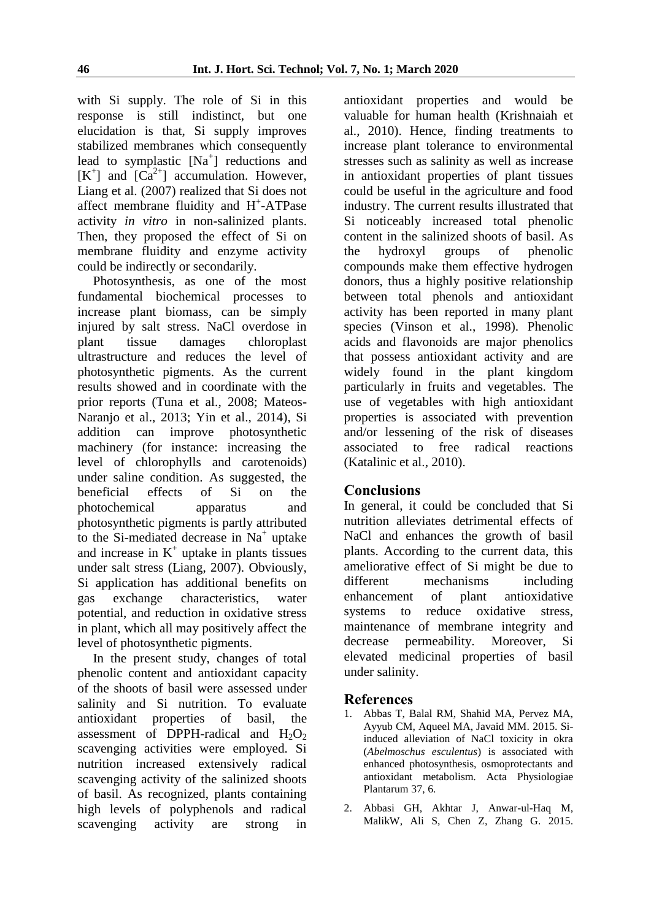with Si supply. The role of Si in this response is still indistinct, but one elucidation is that, Si supply improves stabilized membranes which consequently lead to symplastic [$Na^+$] reductions and [$K^+$] and [$Ca^{2+}$] accumulation. However, Liang et al. (2007) realized that Si does not affect membrane fluidity and $H^+$-ATPase activity *in vitro* in non-salinized plants. Then, they proposed the effect of Si on membrane fluidity and enzyme activity could be indirectly or secondarily.

Photosynthesis, as one of the most fundamental biochemical processes to increase plant biomass, can be simply injured by salt stress. NaCl overdose in plant tissue damages chloroplast ultrastructure and reduces the level of photosynthetic pigments. As the current results showed and in coordinate with the prior reports (Tuna et al., 2008; Mateos-Naranjo et al., 2013; Yin et al., 2014), Si addition can improve photosynthetic machinery (for instance: increasing the level of chlorophylls and carotenoids) under saline condition. As suggested, the beneficial effects of Si on the photochemical apparatus and photosynthetic pigments is partly attributed to the Si-mediated decrease in $Na^+$ uptake and increase in $K^+$ uptake in plants tissues under salt stress (Liang, 2007). Obviously, Si application has additional benefits on gas exchange characteristics, water potential, and reduction in oxidative stress in plant, which all may positively affect the level of photosynthetic pigments.

In the present study, changes of total phenolic content and antioxidant capacity of the shoots of basil were assessed under salinity and Si nutrition. To evaluate antioxidant properties of basil, the assessment of DPPH-radical and $H_2O_2$ scavenging activities were employed. Si nutrition increased extensively radical scavenging activity of the salinized shoots of basil. As recognized, plants containing high levels of polyphenols and radical scavenging activity are strong in antioxidant properties and would be valuable for human health (Krishnaiah et al., 2010). Hence, finding treatments to increase plant tolerance to environmental stresses such as salinity as well as increase in antioxidant properties of plant tissues could be useful in the agriculture and food industry. The current results illustrated that Si noticeably increased total phenolic content in the salinized shoots of basil. As the hydroxyl groups of phenolic compounds make them effective hydrogen donors, thus a highly positive relationship between total phenols and antioxidant activity has been reported in many plant species (Vinson et al., 1998). Phenolic acids and flavonoids are major phenolics that possess antioxidant activity and are widely found in the plant kingdom particularly in fruits and vegetables. The use of vegetables with high antioxidant properties is associated with prevention and/or lessening of the risk of diseases associated to free radical reactions (Katalinic et al., 2010).

## Conclusions

In general, it could be concluded that Si nutrition alleviates detrimental effects of NaCl and enhances the growth of basil plants. According to the current data, this ameliorative effect of Si might be due to different mechanisms including enhancement of plant antioxidative systems to reduce oxidative stress, maintenance of membrane integrity and decrease permeability. Moreover, Si elevated medicinal properties of basil under salinity.

## References

1. Abbas T, Balal RM, Shahid MA, Pervez MA, Ayyub CM, Aqueel MA, Javaid MM. 2015. Si-induced alleviation of NaCl toxicity in okra (*Abelmoschus esculentus*) is associated with enhanced photosynthesis, osmoprotectants and antioxidant metabolism. Acta Physiologiae Plantarum 37, 6.
2. Abbasi GH, Akhtar J, Anwar-ul-Haq M, MalikW, Ali S, Chen Z, Zhang G. 2015.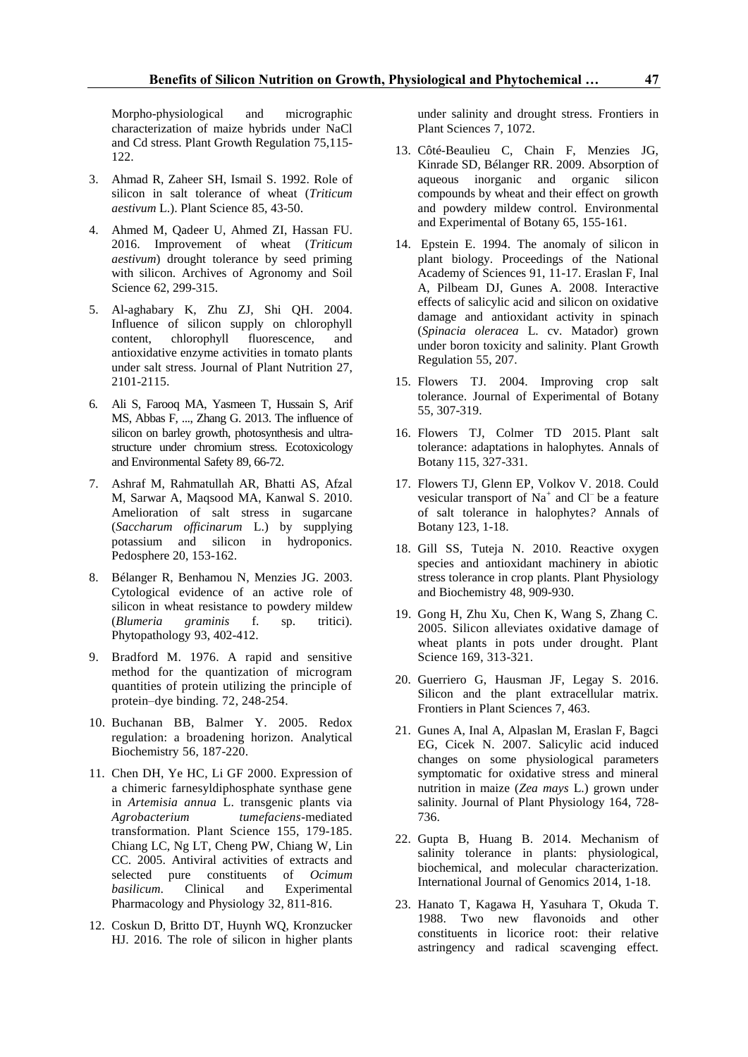Morpho-physiological and micrographic characterization of maize hybrids under NaCl and Cd stress. Plant Growth Regulation 75,115-122.

3. Ahmad R, Zaheer SH, Ismail S. 1992. Role of silicon in salt tolerance of wheat (*Triticum aestivum* L.). Plant Science 85, 43-50.

4. Ahmed M, Qadeer U, Ahmed ZI, Hassan FU. 2016. Improvement of wheat (*Triticum aestivum*) drought tolerance by seed priming with silicon. Archives of Agronomy and Soil Science 62, 299-315.

5. Al-aghabary K, Zhu ZJ, Shi QH. 2004. Influence of silicon supply on chlorophyll content, chlorophyll fluorescence, and antioxidative enzyme activities in tomato plants under salt stress. Journal of Plant Nutrition 27, 2101-2115.

6. Ali S, Farooq MA, Yasmeen T, Hussain S, Arif MS, Abbas F, ..., Zhang G. 2013. The influence of silicon on barley growth, photosynthesis and ultra-structure under chromium stress. Ecotoxicology and Environmental Safety 89, 66-72.

7. Ashraf M, Rahmatullah AR, Bhatti AS, Afzal M, Sarwar A, Maqsood MA, Kanwal S. 2010. Amelioration of salt stress in sugarcane (*Saccharum officinarum* L.) by supplying potassium and silicon in hydroponics. Pedosphere 20, 153-162.

8. Bélanger R, Benhamou N, Menzies JG. 2003. Cytological evidence of an active role of silicon in wheat resistance to powdery mildew (*Blumeria graminis* f. sp. tritici). Phytopathology 93, 402-412.

9. Bradford M. 1976. A rapid and sensitive method for the quantization of microgram quantities of protein utilizing the principle of protein–dye binding. 72, 248-254.

10. Buchanan BB, Balmer Y. 2005. Redox regulation: a broadening horizon. Analytical Biochemistry 56, 187-220.

11. Chen DH, Ye HC, Li GF 2000. Expression of a chimeric farnesyldiphosphate synthase gene in *Artemisia annua* L. transgenic plants via *Agrobacterium tumefaciens*-mediated transformation. Plant Science 155, 179-185. Chiang LC, Ng LT, Cheng PW, Chiang W, Lin CC. 2005. Antiviral activities of extracts and selected pure constituents of *Ocimum basilicum*. Clinical and Experimental Pharmacology and Physiology 32, 811-816.

12. Coskun D, Britto DT, Huynh WQ, Kronzucker HJ. 2016. The role of silicon in higher plants under salinity and drought stress. Frontiers in Plant Sciences 7, 1072.

13. Côté-Beaulieu C, Chain F, Menzies JG, Kinrade SD, Bélanger RR. 2009. Absorption of aqueous inorganic and organic silicon compounds by wheat and their effect on growth and powdery mildew control. Environmental and Experimental of Botany 65, 155-161.

14. Epstein E. 1994. The anomaly of silicon in plant biology. Proceedings of the National Academy of Sciences 91, 11-17. Eraslan F, Inal A, Pilbeam DJ, Gunes A. 2008. Interactive effects of salicylic acid and silicon on oxidative damage and antioxidant activity in spinach (*Spinacia oleracea* L. cv. Matador) grown under boron toxicity and salinity. Plant Growth Regulation 55, 207.

15. Flowers TJ. 2004. Improving crop salt tolerance. Journal of Experimental of Botany 55, 307-319.

16. Flowers TJ, Colmer TD 2015. Plant salt tolerance: adaptations in halophytes. Annals of Botany 115, 327-331.

17. Flowers TJ, Glenn EP, Volkov V. 2018. Could vesicular transport of $Na^+$ and $Cl^-$ be a feature of salt tolerance in halophytes*?* Annals of Botany 123, 1-18.

18. Gill SS, Tuteja N. 2010. Reactive oxygen species and antioxidant machinery in abiotic stress tolerance in crop plants. Plant Physiology and Biochemistry 48, 909-930.

19. Gong H, Zhu Xu, Chen K, Wang S, Zhang C. 2005. Silicon alleviates oxidative damage of wheat plants in pots under drought. Plant Science 169, 313-321.

20. Guerriero G, Hausman JF, Legay S. 2016. Silicon and the plant extracellular matrix. Frontiers in Plant Sciences 7, 463.

21. Gunes A, Inal A, Alpaslan M, Eraslan F, Bagci EG, Cicek N. 2007. Salicylic acid induced changes on some physiological parameters symptomatic for oxidative stress and mineral nutrition in maize (*Zea mays* L.) grown under salinity. Journal of Plant Physiology 164, 728-736.

22. Gupta B, Huang B. 2014. Mechanism of salinity tolerance in plants: physiological, biochemical, and molecular characterization. International Journal of Genomics 2014, 1-18.

23. Hanato T, Kagawa H, Yasuhara T, Okuda T. 1988. Two new flavonoids and other constituents in licorice root: their relative astringency and radical scavenging effect.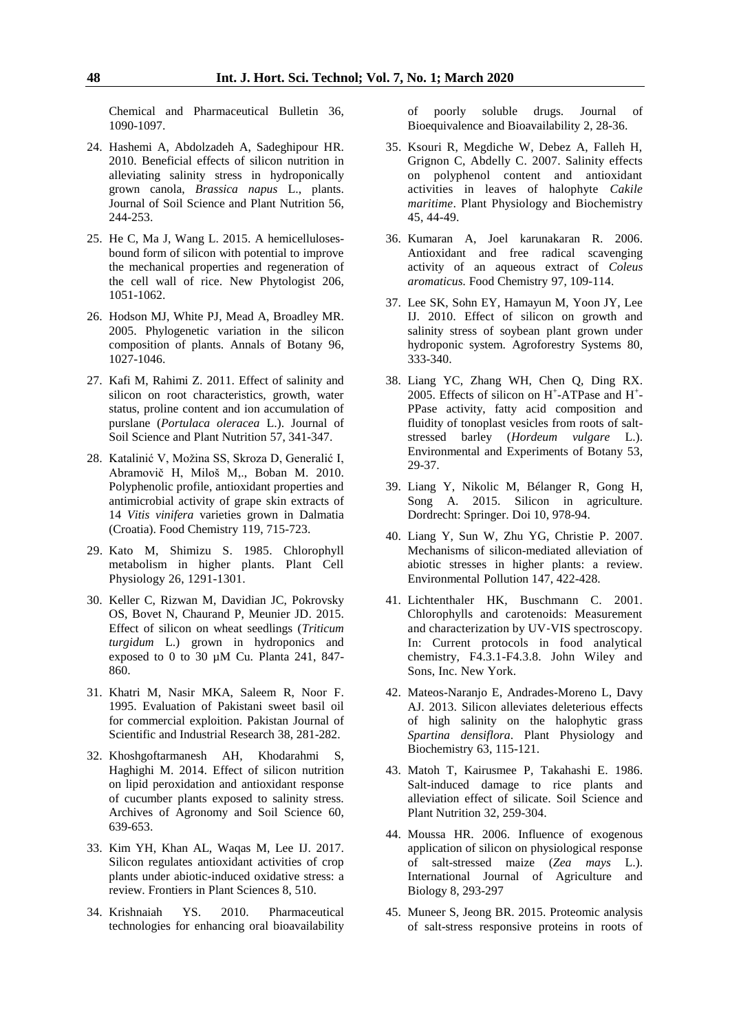Chemical and Pharmaceutical Bulletin 36, 1090-1097.

24. Hashemi A, Abdolzadeh A, Sadeghipour HR. 2010. Beneficial effects of silicon nutrition in alleviating salinity stress in hydroponically grown canola, *Brassica napus* L., plants. Journal of Soil Science and Plant Nutrition 56, 244-253.

25. He C, Ma J, Wang L. 2015. A hemicelluloses-bound form of silicon with potential to improve the mechanical properties and regeneration of the cell wall of rice. New Phytologist 206, 1051-1062.

26. Hodson MJ, White PJ, Mead A, Broadley MR. 2005. Phylogenetic variation in the silicon composition of plants. Annals of Botany 96, 1027-1046.

27. Kafi M, Rahimi Z. 2011. Effect of salinity and silicon on root characteristics, growth, water status, proline content and ion accumulation of purslane (*Portulaca oleracea* L.). Journal of Soil Science and Plant Nutrition 57, 341-347.

28. Katalinić V, Možina SS, Skroza D, Generalić I, Abramovič H, Miloš M,., Boban M. 2010. Polyphenolic profile, antioxidant properties and antimicrobial activity of grape skin extracts of 14 *Vitis vinifera* varieties grown in Dalmatia (Croatia). Food Chemistry 119, 715-723.

29. Kato M, Shimizu S. 1985. Chlorophyll metabolism in higher plants. Plant Cell Physiology 26, 1291-1301.

30. Keller C, Rizwan M, Davidian JC, Pokrovsky OS, Bovet N, Chaurand P, Meunier JD. 2015. Effect of silicon on wheat seedlings (*Triticum turgidum* L.) grown in hydroponics and exposed to 0 to 30 µM Cu. Planta 241, 847-860.

31. Khatri M, Nasir MKA, Saleem R, Noor F. 1995. Evaluation of Pakistani sweet basil oil for commercial exploition. Pakistan Journal of Scientific and Industrial Research 38, 281-282.

32. Khoshgoftarmanesh AH, Khodarahmi S, Haghighi M. 2014. Effect of silicon nutrition on lipid peroxidation and antioxidant response of cucumber plants exposed to salinity stress. Archives of Agronomy and Soil Science 60, 639-653.

33. Kim YH, Khan AL, Waqas M, Lee IJ. 2017. Silicon regulates antioxidant activities of crop plants under abiotic-induced oxidative stress: a review. Frontiers in Plant Sciences 8, 510.

34. Krishnaiah YS. 2010. Pharmaceutical technologies for enhancing oral bioavailability of poorly soluble drugs. Journal of Bioequivalence and Bioavailability 2, 28-36.

35. Ksouri R, Megdiche W, Debez A, Falleh H, Grignon C, Abdelly C. 2007. Salinity effects on polyphenol content and antioxidant activities in leaves of halophyte *Cakile maritime*. Plant Physiology and Biochemistry 45, 44-49.

36. Kumaran A, Joel karunakaran R. 2006. Antioxidant and free radical scavenging activity of an aqueous extract of *Coleus aromaticus*. Food Chemistry 97, 109-114.

37. Lee SK, Sohn EY, Hamayun M, Yoon JY, Lee IJ. 2010. Effect of silicon on growth and salinity stress of soybean plant grown under hydroponic system. Agroforestry Systems 80, 333-340.

38. Liang YC, Zhang WH, Chen Q, Ding RX. 2005. Effects of silicon on $H^+$-ATPase and $H^+$-PPase activity, fatty acid composition and fluidity of tonoplast vesicles from roots of salt-stressed barley (*Hordeum vulgare* L.). Environmental and Experiments of Botany 53, 29-37.

39. Liang Y, Nikolic M, Bélanger R, Gong H, Song A. 2015. Silicon in agriculture. Dordrecht: Springer. Doi 10, 978-94.

40. Liang Y, Sun W, Zhu YG, Christie P. 2007. Mechanisms of silicon-mediated alleviation of abiotic stresses in higher plants: a review. Environmental Pollution 147, 422-428.

41. Lichtenthaler HK, Buschmann C. 2001. Chlorophylls and carotenoids: Measurement and characterization by UV-VIS spectroscopy. In: Current protocols in food analytical chemistry, F4.3.1-F4.3.8. John Wiley and Sons, Inc. New York.

42. Mateos-Naranjo E, Andrades-Moreno L, Davy AJ. 2013. Silicon alleviates deleterious effects of high salinity on the halophytic grass *Spartina densiflora*. Plant Physiology and Biochemistry 63, 115-121.

43. Matoh T, Kairusmee P, Takahashi E. 1986. Salt-induced damage to rice plants and alleviation effect of silicate. Soil Science and Plant Nutrition 32, 259-304.

44. Moussa HR. 2006. Influence of exogenous application of silicon on physiological response of salt-stressed maize (*Zea mays* L.). International Journal of Agriculture and Biology 8, 293-297

45. Muneer S, Jeong BR. 2015. Proteomic analysis of salt-stress responsive proteins in roots of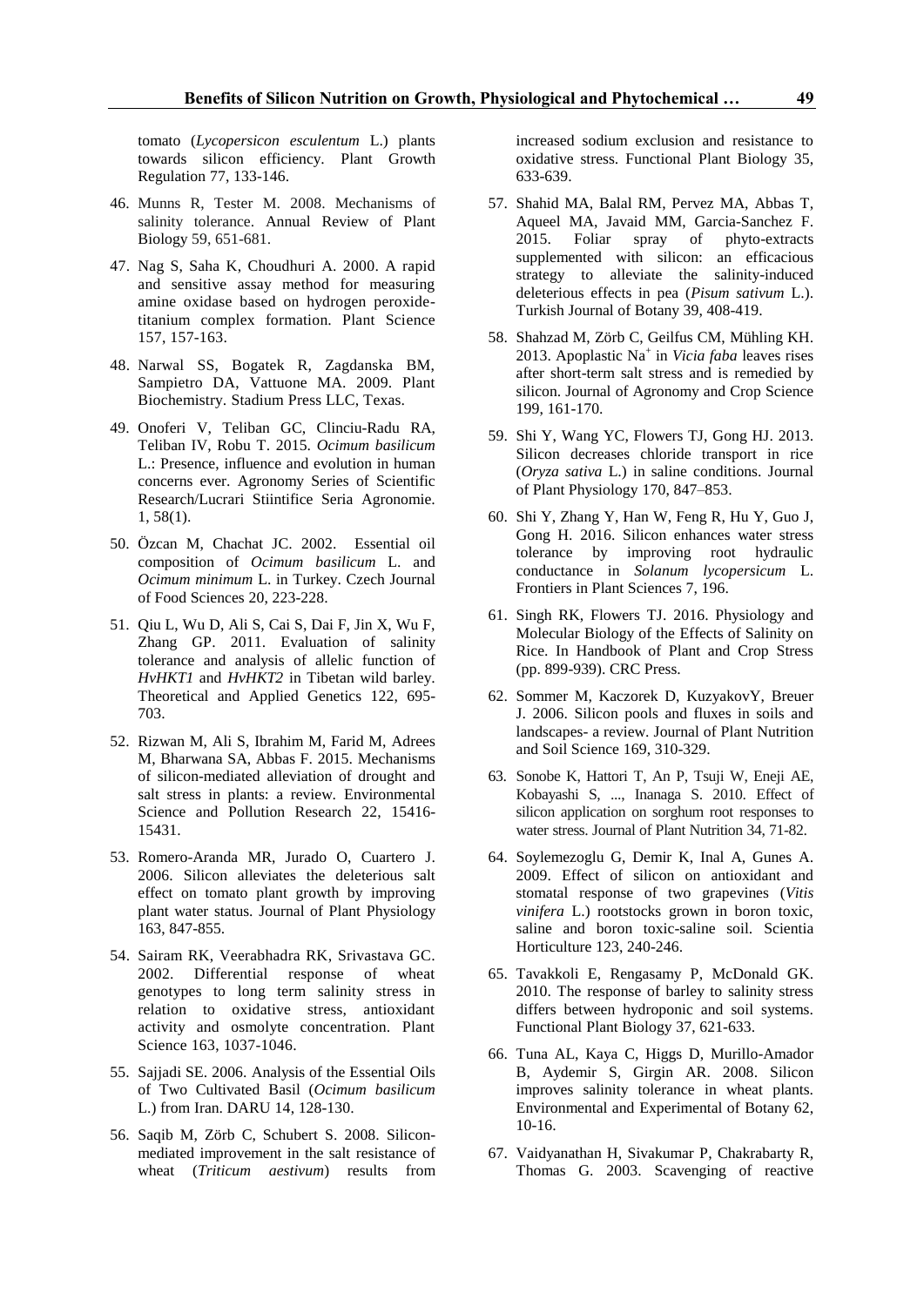tomato (*Lycopersicon esculentum* L.) plants towards silicon efficiency. Plant Growth Regulation 77, 133-146.

46. Munns R, Tester M. 2008. Mechanisms of salinity tolerance. Annual Review of Plant Biology 59, 651-681.

47. Nag S, Saha K, Choudhuri A. 2000. A rapid and sensitive assay method for measuring amine oxidase based on hydrogen peroxide-titanium complex formation. Plant Science 157, 157-163.

48. Narwal SS, Bogatek R, Zagdanska BM, Sampietro DA, Vattuone MA. 2009. Plant Biochemistry. Stadium Press LLC, Texas.

49. Onoferi V, Teliban GC, Clinciu-Radu RA, Teliban IV, Robu T. 2015. *Ocimum basilicum* L.: Presence, influence and evolution in human concerns ever. Agronomy Series of Scientific Research/Lucrari Stiintifice Seria Agronomie. 1, 58(1).

50. Özcan M, Chachat JC. 2002. Essential oil composition of *Ocimum basilicum* L. and *Ocimum minimum* L. in Turkey. Czech Journal of Food Sciences 20, 223-228.

51. Qiu L, Wu D, Ali S, Cai S, Dai F, Jin X, Wu F, Zhang GP. 2011. Evaluation of salinity tolerance and analysis of allelic function of *HvHKT1* and *HvHKT2* in Tibetan wild barley. Theoretical and Applied Genetics 122, 695-703.

52. Rizwan M, Ali S, Ibrahim M, Farid M, Adrees M, Bharwana SA, Abbas F. 2015. Mechanisms of silicon-mediated alleviation of drought and salt stress in plants: a review. Environmental Science and Pollution Research 22, 15416-15431.

53. Romero-Aranda MR, Jurado O, Cuartero J. 2006. Silicon alleviates the deleterious salt effect on tomato plant growth by improving plant water status. Journal of Plant Physiology 163, 847-855.

54. Sairam RK, Veerabhadra RK, Srivastava GC. 2002. Differential response of wheat genotypes to long term salinity stress in relation to oxidative stress, antioxidant activity and osmolyte concentration. Plant Science 163, 1037-1046.

55. Sajjadi SE. 2006. Analysis of the Essential Oils of Two Cultivated Basil (*Ocimum basilicum* L.) from Iran. DARU 14, 128-130.

56. Saqib M, Zörb C, Schubert S. 2008. Silicon-mediated improvement in the salt resistance of wheat (*Triticum aestivum*) results from increased sodium exclusion and resistance to oxidative stress. Functional Plant Biology 35, 633-639.

57. Shahid MA, Balal RM, Pervez MA, Abbas T, Aqueel MA, Javaid MM, Garcia-Sanchez F. 2015. Foliar spray of phyto-extracts supplemented with silicon: an efficacious strategy to alleviate the salinity-induced deleterious effects in pea (*Pisum sativum* L.). Turkish Journal of Botany 39, 408-419.

58. Shahzad M, Zörb C, Geilfus CM, Mühling KH. 2013. Apoplastic $Na^+$ in *Vicia faba* leaves rises after short-term salt stress and is remedied by silicon. Journal of Agronomy and Crop Science 199, 161-170.

59. Shi Y, Wang YC, Flowers TJ, Gong HJ. 2013. Silicon decreases chloride transport in rice (*Oryza sativa* L.) in saline conditions. Journal of Plant Physiology 170, 847–853.

60. Shi Y, Zhang Y, Han W, Feng R, Hu Y, Guo J, Gong H. 2016. Silicon enhances water stress tolerance by improving root hydraulic conductance in *Solanum lycopersicum* L. Frontiers in Plant Sciences 7, 196.

61. Singh RK, Flowers TJ. 2016. Physiology and Molecular Biology of the Effects of Salinity on Rice. In Handbook of Plant and Crop Stress (pp. 899-939). CRC Press.

62. Sommer M, Kaczorek D, KuzyakovY, Breuer J. 2006. Silicon pools and fluxes in soils and landscapes- a review. Journal of Plant Nutrition and Soil Science 169, 310-329.

63. Sonobe K, Hattori T, An P, Tsuji W, Eneji AE, Kobayashi S, ..., Inanaga S. 2010. Effect of silicon application on sorghum root responses to water stress. Journal of Plant Nutrition 34, 71-82.

64. Soylemezoglu G, Demir K, Inal A, Gunes A. 2009. Effect of silicon on antioxidant and stomatal response of two grapevines (*Vitis vinifera* L.) rootstocks grown in boron toxic, saline and boron toxic-saline soil. Scientia Horticulture 123, 240-246.

65. Tavakkoli E, Rengasamy P, McDonald GK. 2010. The response of barley to salinity stress differs between hydroponic and soil systems. Functional Plant Biology 37, 621-633.

66. Tuna AL, Kaya C, Higgs D, Murillo-Amador B, Aydemir S, Girgin AR. 2008. Silicon improves salinity tolerance in wheat plants. Environmental and Experimental of Botany 62, 10-16.

67. Vaidyanathan H, Sivakumar P, Chakrabarty R, Thomas G. 2003. Scavenging of reactive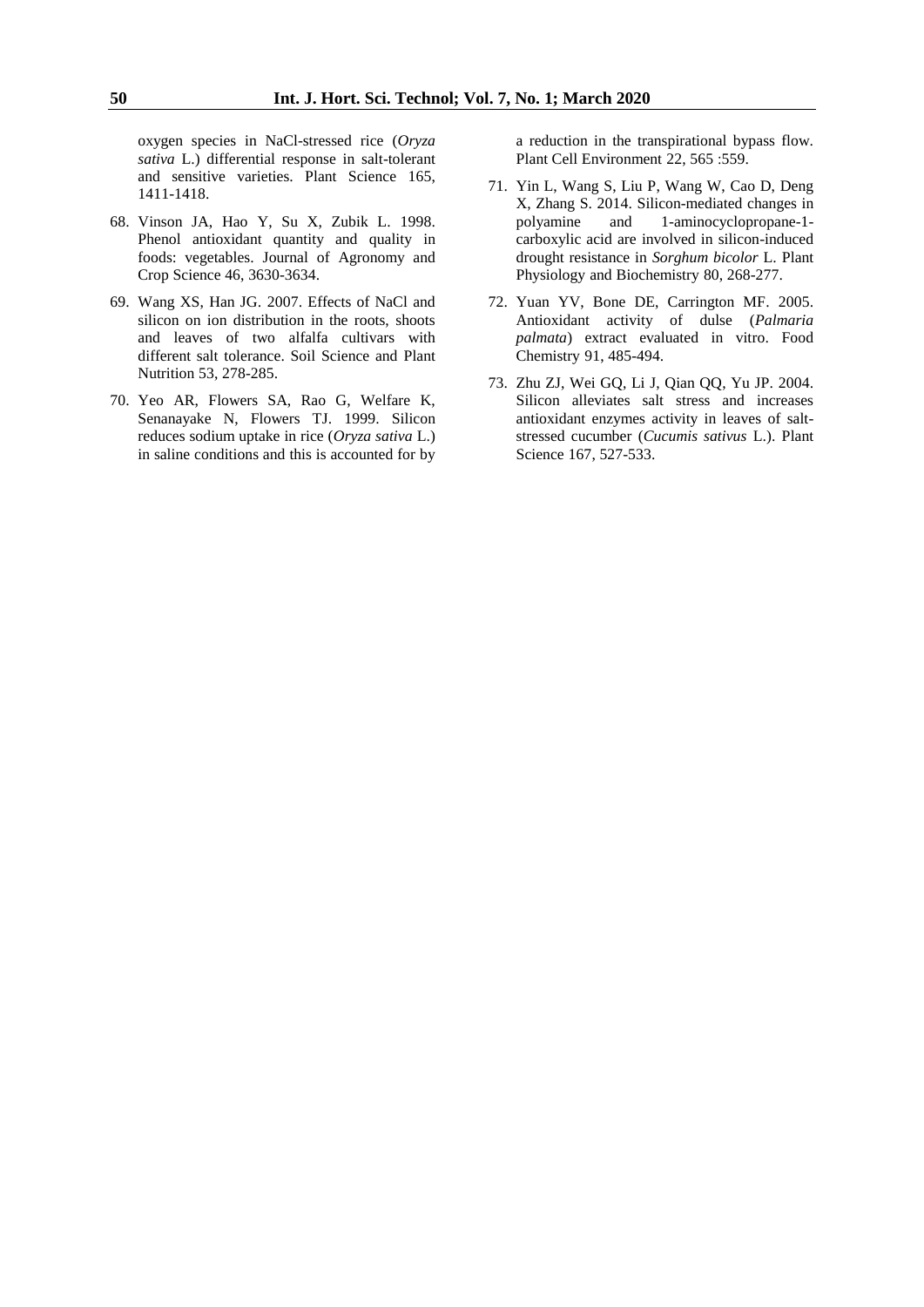oxygen species in NaCl-stressed rice (*Oryza sativa* L.) differential response in salt-tolerant and sensitive varieties. Plant Science 165, 1411-1418.

68. Vinson JA, Hao Y, Su X, Zubik L. 1998. Phenol antioxidant quantity and quality in foods: vegetables. Journal of Agronomy and Crop Science 46, 3630-3634.

69. Wang XS, Han JG. 2007. Effects of NaCl and silicon on ion distribution in the roots, shoots and leaves of two alfalfa cultivars with different salt tolerance. Soil Science and Plant Nutrition 53, 278-285.

70. Yeo AR, Flowers SA, Rao G, Welfare K, Senanayake N, Flowers TJ. 1999. Silicon reduces sodium uptake in rice (*Oryza sativa* L.) in saline conditions and this is accounted for by a reduction in the transpirational bypass flow. Plant Cell Environment 22, 565 :559.

71. Yin L, Wang S, Liu P, Wang W, Cao D, Deng X, Zhang S. 2014. Silicon-mediated changes in polyamine and 1-aminocyclopropane-1-carboxylic acid are involved in silicon-induced drought resistance in *Sorghum bicolor* L. Plant Physiology and Biochemistry 80, 268-277.

72. Yuan YV, Bone DE, Carrington MF. 2005. Antioxidant activity of dulse (*Palmaria palmata*) extract evaluated in vitro. Food Chemistry 91, 485-494.

73. Zhu ZJ, Wei GQ, Li J, Qian QQ, Yu JP. 2004. Silicon alleviates salt stress and increases antioxidant enzymes activity in leaves of salt-stressed cucumber (*Cucumis sativus* L.). Plant Science 167, 527-533.